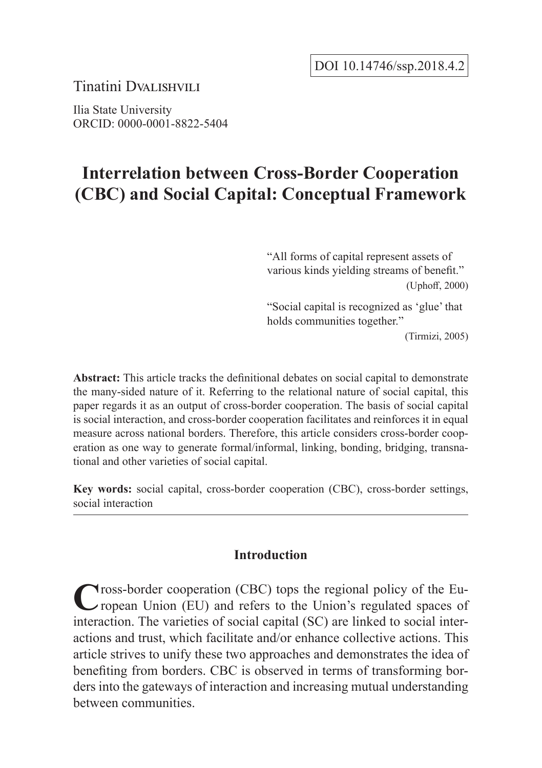DOI 10.14746/ssp.2018.4.2

Tinatini Dvalishvili

Ilia State University
ORCID: 0000-0001-8822-5404

# Interrelation between Cross-Border Cooperation (CBC) and Social Capital: Conceptual Framework

> "All forms of capital represent assets of various kinds yielding streams of benefit."
> (Uphoff, 2000)
>
> "Social capital is recognized as 'glue' that holds communities together."
> (Tirmizi, 2005)

**Abstract:** This article tracks the definitional debates on social capital to demonstrate the many-sided nature of it. Referring to the relational nature of social capital, this paper regards it as an output of cross-border cooperation. The basis of social capital is social interaction, and cross-border cooperation facilitates and reinforces it in equal measure across national borders. Therefore, this article considers cross-border cooperation as one way to generate formal/informal, linking, bonding, bridging, transnational and other varieties of social capital.

**Key words:** social capital, cross-border cooperation (CBC), cross-border settings, social interaction

## Introduction

Cross-border cooperation (CBC) tops the regional policy of the European Union (EU) and refers to the Union's regulated spaces of interaction. The varieties of social capital (SC) are linked to social interactions and trust, which facilitate and/or enhance collective actions. This article strives to unify these two approaches and demonstrates the idea of benefiting from borders. CBC is observed in terms of transforming borders into the gateways of interaction and increasing mutual understanding between communities.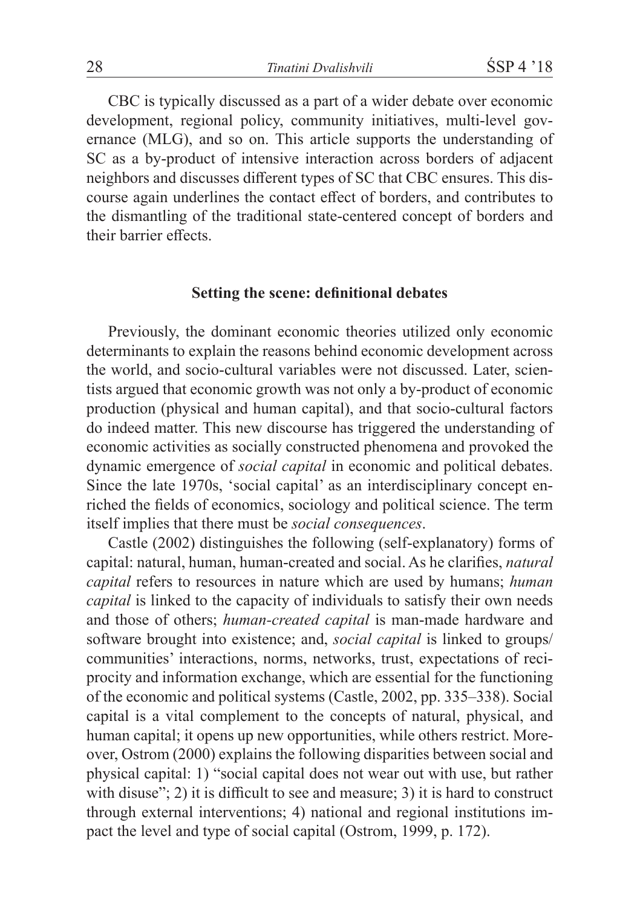CBC is typically discussed as a part of a wider debate over economic development, regional policy, community initiatives, multi-level governance (MLG), and so on. This article supports the understanding of SC as a by-product of intensive interaction across borders of adjacent neighbors and discusses different types of SC that CBC ensures. This discourse again underlines the contact effect of borders, and contributes to the dismantling of the traditional state-centered concept of borders and their barrier effects.

## Setting the scene: definitional debates

Previously, the dominant economic theories utilized only economic determinants to explain the reasons behind economic development across the world, and socio-cultural variables were not discussed. Later, scientists argued that economic growth was not only a by-product of economic production (physical and human capital), and that socio-cultural factors do indeed matter. This new discourse has triggered the understanding of economic activities as socially constructed phenomena and provoked the dynamic emergence of *social capital* in economic and political debates. Since the late 1970s, 'social capital' as an interdisciplinary concept enriched the fields of economics, sociology and political science. The term itself implies that there must be *social consequences*.

Castle (2002) distinguishes the following (self-explanatory) forms of capital: natural, human, human-created and social. As he clarifies, *natural capital* refers to resources in nature which are used by humans; *human capital* is linked to the capacity of individuals to satisfy their own needs and those of others; *human-created capital* is man-made hardware and software brought into existence; and, *social capital* is linked to groups/communities' interactions, norms, networks, trust, expectations of reciprocity and information exchange, which are essential for the functioning of the economic and political systems (Castle, 2002, pp. 335–338). Social capital is a vital complement to the concepts of natural, physical, and human capital; it opens up new opportunities, while others restrict. Moreover, Ostrom (2000) explains the following disparities between social and physical capital: 1) "social capital does not wear out with use, but rather with disuse"; 2) it is difficult to see and measure; 3) it is hard to construct through external interventions; 4) national and regional institutions impact the level and type of social capital (Ostrom, 1999, p. 172).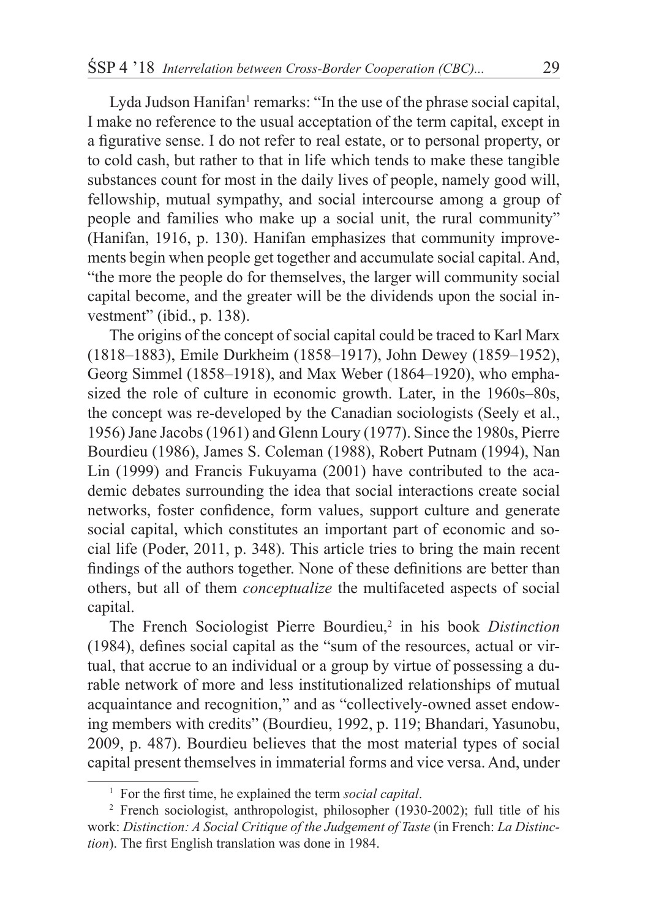Lyda Judson Hanifan[1] remarks: "In the use of the phrase social capital, I make no reference to the usual acceptation of the term capital, except in a figurative sense. I do not refer to real estate, or to personal property, or to cold cash, but rather to that in life which tends to make these tangible substances count for most in the daily lives of people, namely good will, fellowship, mutual sympathy, and social intercourse among a group of people and families who make up a social unit, the rural community" (Hanifan, 1916, p. 130). Hanifan emphasizes that community improvements begin when people get together and accumulate social capital. And, "the more the people do for themselves, the larger will community social capital become, and the greater will be the dividends upon the social investment" (ibid., p. 138).

The origins of the concept of social capital could be traced to Karl Marx (1818–1883), Emile Durkheim (1858–1917), John Dewey (1859–1952), Georg Simmel (1858–1918), and Max Weber (1864–1920), who emphasized the role of culture in economic growth. Later, in the 1960s–80s, the concept was re-developed by the Canadian sociologists (Seely et al., 1956) Jane Jacobs (1961) and Glenn Loury (1977). Since the 1980s, Pierre Bourdieu (1986), James S. Coleman (1988), Robert Putnam (1994), Nan Lin (1999) and Francis Fukuyama (2001) have contributed to the academic debates surrounding the idea that social interactions create social networks, foster confidence, form values, support culture and generate social capital, which constitutes an important part of economic and social life (Poder, 2011, p. 348). This article tries to bring the main recent findings of the authors together. None of these definitions are better than others, but all of them *conceptualize* the multifaceted aspects of social capital.

The French Sociologist Pierre Bourdieu,[2] in his book *Distinction* (1984), defines social capital as the "sum of the resources, actual or virtual, that accrue to an individual or a group by virtue of possessing a durable network of more and less institutionalized relationships of mutual acquaintance and recognition," and as "collectively-owned asset endowing members with credits" (Bourdieu, 1992, p. 119; Bhandari, Yasunobu, 2009, p. 487). Bourdieu believes that the most material types of social capital present themselves in immaterial forms and vice versa. And, under

[1] For the first time, he explained the term *social capital*.

[2] French sociologist, anthropologist, philosopher (1930-2002); full title of his work: *Distinction: A Social Critique of the Judgement of Taste* (in French: *La Distinction*). The first English translation was done in 1984.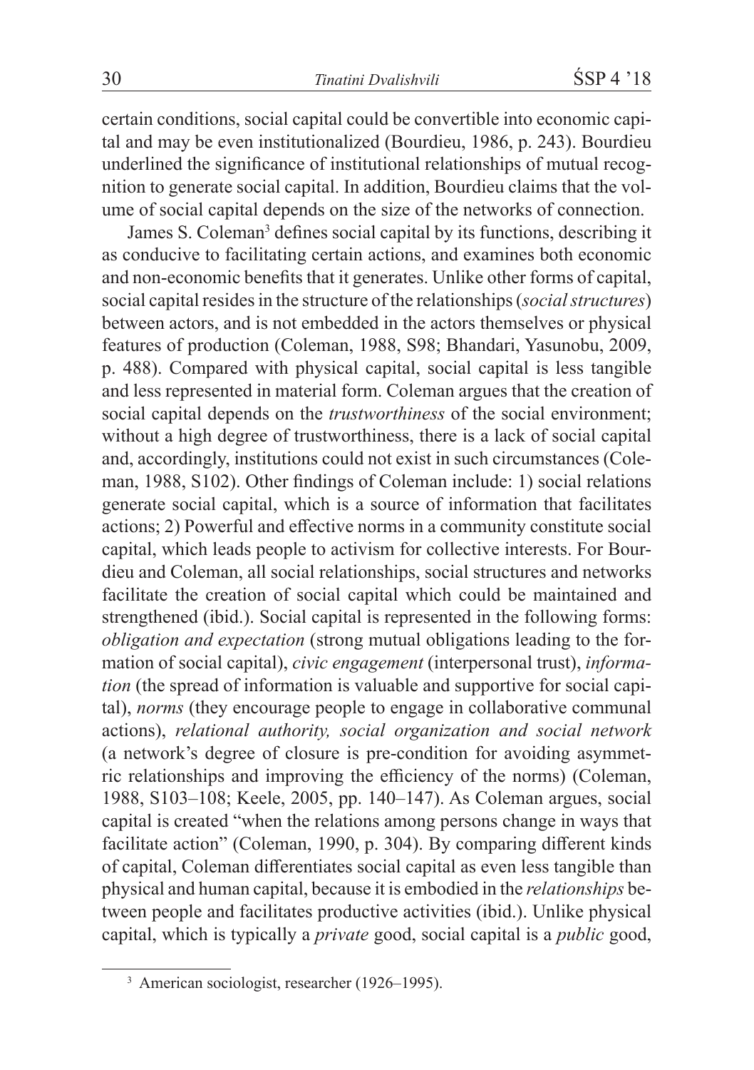certain conditions, social capital could be convertible into economic capital and may be even institutionalized (Bourdieu, 1986, p. 243). Bourdieu underlined the significance of institutional relationships of mutual recognition to generate social capital. In addition, Bourdieu claims that the volume of social capital depends on the size of the networks of connection.

James S. Coleman[3] defines social capital by its functions, describing it as conducive to facilitating certain actions, and examines both economic and non-economic benefits that it generates. Unlike other forms of capital, social capital resides in the structure of the relationships (*social structures*) between actors, and is not embedded in the actors themselves or physical features of production (Coleman, 1988, S98; Bhandari, Yasunobu, 2009, p. 488). Compared with physical capital, social capital is less tangible and less represented in material form. Coleman argues that the creation of social capital depends on the *trustworthiness* of the social environment; without a high degree of trustworthiness, there is a lack of social capital and, accordingly, institutions could not exist in such circumstances (Coleman, 1988, S102). Other findings of Coleman include: 1) social relations generate social capital, which is a source of information that facilitates actions; 2) Powerful and effective norms in a community constitute social capital, which leads people to activism for collective interests. For Bourdieu and Coleman, all social relationships, social structures and networks facilitate the creation of social capital which could be maintained and strengthened (ibid.). Social capital is represented in the following forms: *obligation and expectation* (strong mutual obligations leading to the formation of social capital), *civic engagement* (interpersonal trust), *information* (the spread of information is valuable and supportive for social capital), *norms* (they encourage people to engage in collaborative communal actions), *relational authority, social organization and social network* (a network's degree of closure is pre-condition for avoiding asymmetric relationships and improving the efficiency of the norms) (Coleman, 1988, S103–108; Keele, 2005, pp. 140–147). As Coleman argues, social capital is created "when the relations among persons change in ways that facilitate action" (Coleman, 1990, p. 304). By comparing different kinds of capital, Coleman differentiates social capital as even less tangible than physical and human capital, because it is embodied in the *relationships* between people and facilitates productive activities (ibid.). Unlike physical capital, which is typically a *private* good, social capital is a *public* good,

[3] American sociologist, researcher (1926–1995).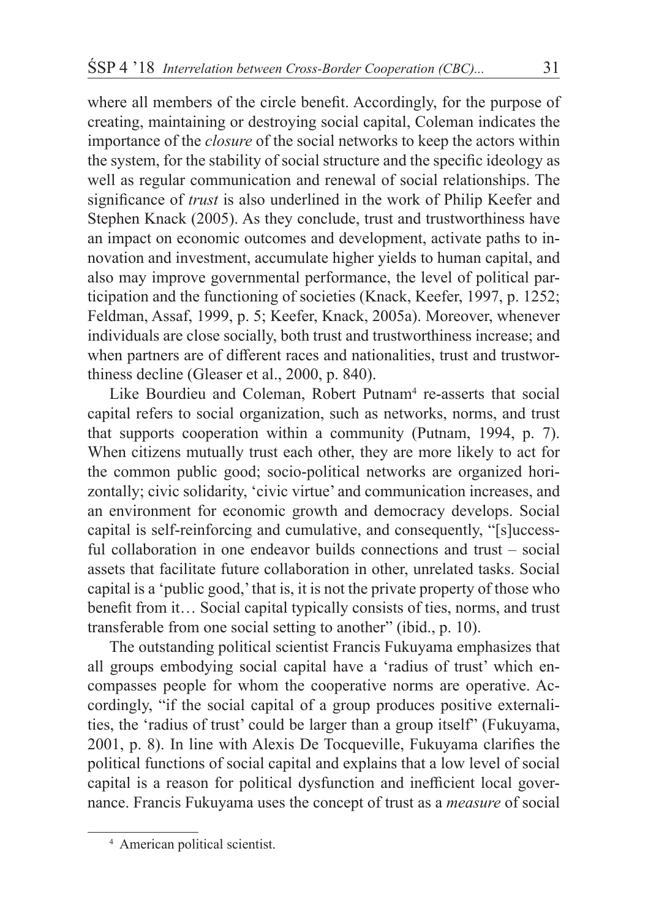where all members of the circle benefit. Accordingly, for the purpose of creating, maintaining or destroying social capital, Coleman indicates the importance of the *closure* of the social networks to keep the actors within the system, for the stability of social structure and the specific ideology as well as regular communication and renewal of social relationships. The significance of *trust* is also underlined in the work of Philip Keefer and Stephen Knack (2005). As they conclude, trust and trustworthiness have an impact on economic outcomes and development, activate paths to innovation and investment, accumulate higher yields to human capital, and also may improve governmental performance, the level of political participation and the functioning of societies (Knack, Keefer, 1997, p. 1252; Feldman, Assaf, 1999, p. 5; Keefer, Knack, 2005a). Moreover, whenever individuals are close socially, both trust and trustworthiness increase; and when partners are of different races and nationalities, trust and trustworthiness decline (Gleaser et al., 2000, p. 840).

Like Bourdieu and Coleman, Robert Putnam[4] re-asserts that social capital refers to social organization, such as networks, norms, and trust that supports cooperation within a community (Putnam, 1994, p. 7). When citizens mutually trust each other, they are more likely to act for the common public good; socio-political networks are organized horizontally; civic solidarity, 'civic virtue' and communication increases, and an environment for economic growth and democracy develops. Social capital is self-reinforcing and cumulative, and consequently, "[s]uccessful collaboration in one endeavor builds connections and trust – social assets that facilitate future collaboration in other, unrelated tasks. Social capital is a 'public good,' that is, it is not the private property of those who benefit from it… Social capital typically consists of ties, norms, and trust transferable from one social setting to another" (ibid., p. 10).

The outstanding political scientist Francis Fukuyama emphasizes that all groups embodying social capital have a 'radius of trust' which encompasses people for whom the cooperative norms are operative. Accordingly, "if the social capital of a group produces positive externalities, the 'radius of trust' could be larger than a group itself" (Fukuyama, 2001, p. 8). In line with Alexis De Tocqueville, Fukuyama clarifies the political functions of social capital and explains that a low level of social capital is a reason for political dysfunction and inefficient local governance. Francis Fukuyama uses the concept of trust as a *measure* of social

[4] American political scientist.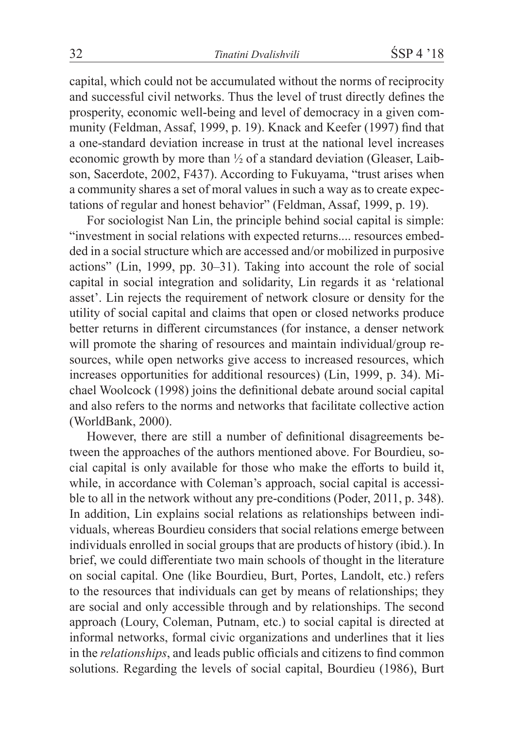capital, which could not be accumulated without the norms of reciprocity and successful civil networks. Thus the level of trust directly defines the prosperity, economic well-being and level of democracy in a given community (Feldman, Assaf, 1999, p. 19). Knack and Keefer (1997) find that a one-standard deviation increase in trust at the national level increases economic growth by more than ½ of a standard deviation (Gleaser, Laibson, Sacerdote, 2002, F437). According to Fukuyama, "trust arises when a community shares a set of moral values in such a way as to create expectations of regular and honest behavior" (Feldman, Assaf, 1999, p. 19).

For sociologist Nan Lin, the principle behind social capital is simple: "investment in social relations with expected returns.... resources embedded in a social structure which are accessed and/or mobilized in purposive actions" (Lin, 1999, pp. 30–31). Taking into account the role of social capital in social integration and solidarity, Lin regards it as 'relational asset'. Lin rejects the requirement of network closure or density for the utility of social capital and claims that open or closed networks produce better returns in different circumstances (for instance, a denser network will promote the sharing of resources and maintain individual/group resources, while open networks give access to increased resources, which increases opportunities for additional resources) (Lin, 1999, p. 34). Michael Woolcock (1998) joins the definitional debate around social capital and also refers to the norms and networks that facilitate collective action (WorldBank, 2000).

However, there are still a number of definitional disagreements between the approaches of the authors mentioned above. For Bourdieu, social capital is only available for those who make the efforts to build it, while, in accordance with Coleman's approach, social capital is accessible to all in the network without any pre-conditions (Poder, 2011, p. 348). In addition, Lin explains social relations as relationships between individuals, whereas Bourdieu considers that social relations emerge between individuals enrolled in social groups that are products of history (ibid.). In brief, we could differentiate two main schools of thought in the literature on social capital. One (like Bourdieu, Burt, Portes, Landolt, etc.) refers to the resources that individuals can get by means of relationships; they are social and only accessible through and by relationships. The second approach (Loury, Coleman, Putnam, etc.) to social capital is directed at informal networks, formal civic organizations and underlines that it lies in the *relationships*, and leads public officials and citizens to find common solutions. Regarding the levels of social capital, Bourdieu (1986), Burt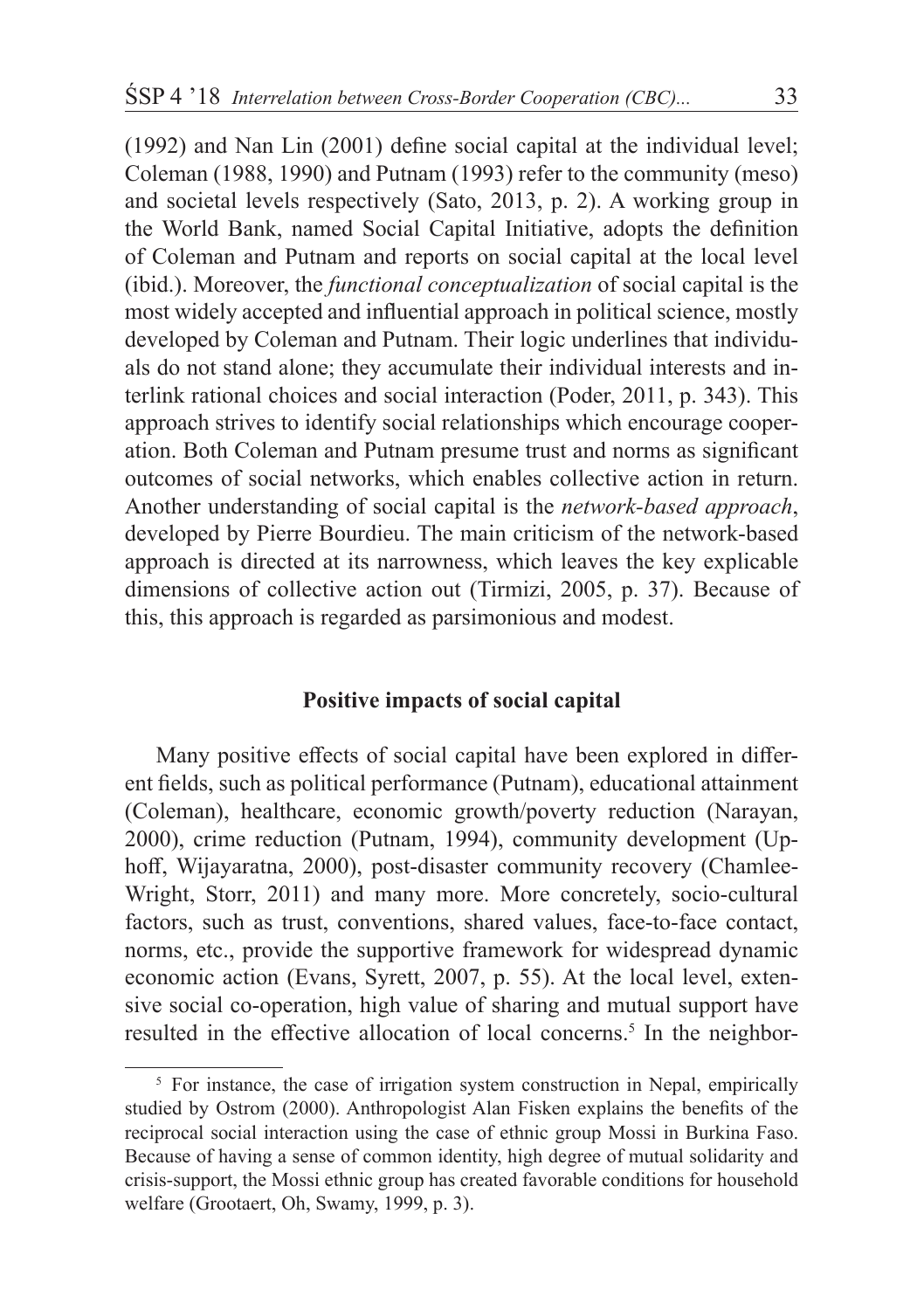(1992) and Nan Lin (2001) define social capital at the individual level; Coleman (1988, 1990) and Putnam (1993) refer to the community (meso) and societal levels respectively (Sato, 2013, p. 2). A working group in the World Bank, named Social Capital Initiative, adopts the definition of Coleman and Putnam and reports on social capital at the local level (ibid.). Moreover, the *functional conceptualization* of social capital is the most widely accepted and influential approach in political science, mostly developed by Coleman and Putnam. Their logic underlines that individuals do not stand alone; they accumulate their individual interests and interlink rational choices and social interaction (Poder, 2011, p. 343). This approach strives to identify social relationships which encourage cooperation. Both Coleman and Putnam presume trust and norms as significant outcomes of social networks, which enables collective action in return. Another understanding of social capital is the *network-based approach*, developed by Pierre Bourdieu. The main criticism of the network-based approach is directed at its narrowness, which leaves the key explicable dimensions of collective action out (Tirmizi, 2005, p. 37). Because of this, this approach is regarded as parsimonious and modest.

## Positive impacts of social capital

Many positive effects of social capital have been explored in different fields, such as political performance (Putnam), educational attainment (Coleman), healthcare, economic growth/poverty reduction (Narayan, 2000), crime reduction (Putnam, 1994), community development (Uphoff, Wijayaratna, 2000), post-disaster community recovery (Chamlee-Wright, Storr, 2011) and many more. More concretely, socio-cultural factors, such as trust, conventions, shared values, face-to-face contact, norms, etc., provide the supportive framework for widespread dynamic economic action (Evans, Syrett, 2007, p. 55). At the local level, extensive social co-operation, high value of sharing and mutual support have resulted in the effective allocation of local concerns.[5] In the neighbor-

[5] For instance, the case of irrigation system construction in Nepal, empirically studied by Ostrom (2000). Anthropologist Alan Fisken explains the benefits of the reciprocal social interaction using the case of ethnic group Mossi in Burkina Faso. Because of having a sense of common identity, high degree of mutual solidarity and crisis-support, the Mossi ethnic group has created favorable conditions for household welfare (Grootaert, Oh, Swamy, 1999, p. 3).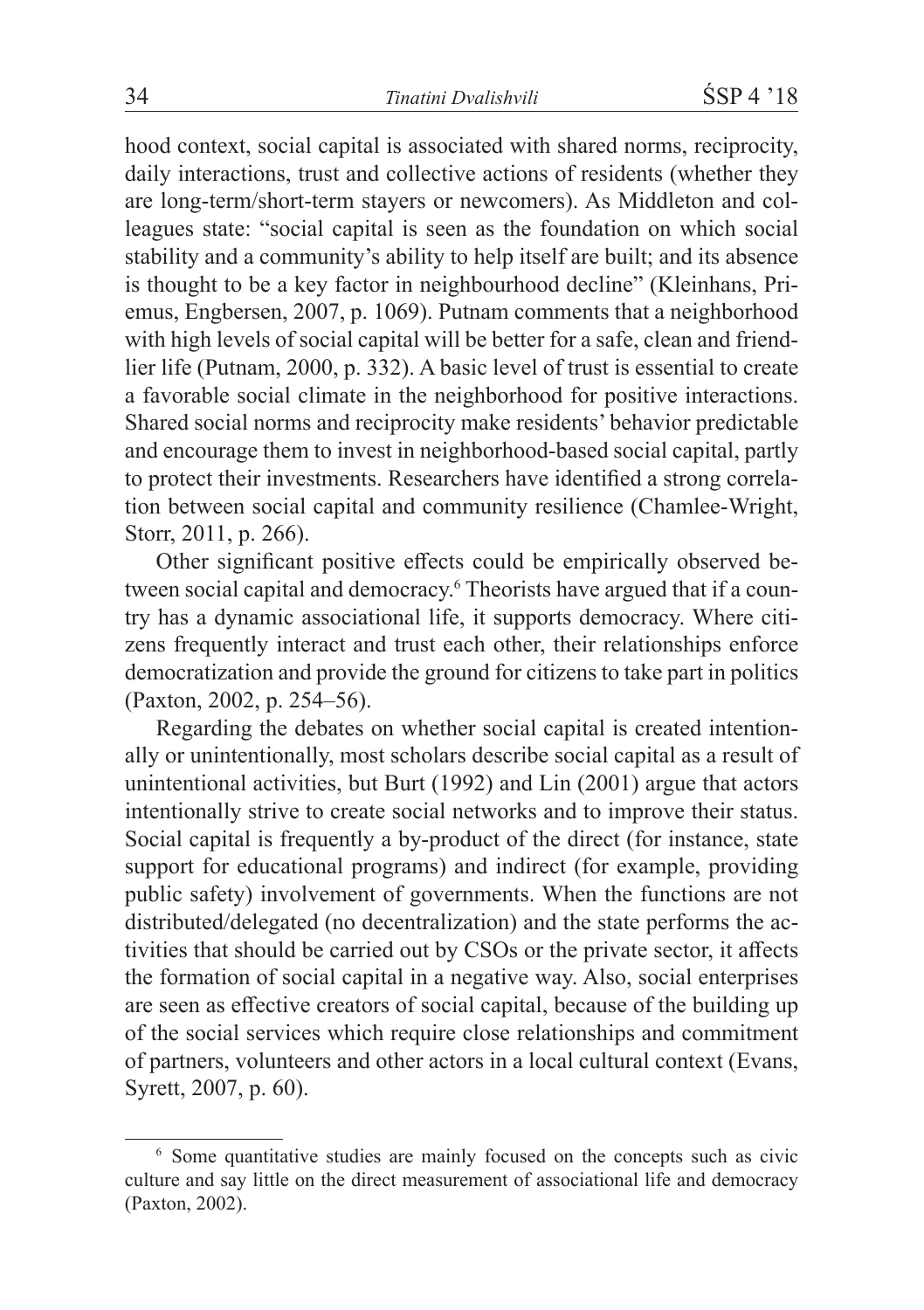hood context, social capital is associated with shared norms, reciprocity, daily interactions, trust and collective actions of residents (whether they are long-term/short-term stayers or newcomers). As Middleton and colleagues state: "social capital is seen as the foundation on which social stability and a community's ability to help itself are built; and its absence is thought to be a key factor in neighbourhood decline" (Kleinhans, Priemus, Engbersen, 2007, p. 1069). Putnam comments that a neighborhood with high levels of social capital will be better for a safe, clean and friendlier life (Putnam, 2000, p. 332). A basic level of trust is essential to create a favorable social climate in the neighborhood for positive interactions. Shared social norms and reciprocity make residents' behavior predictable and encourage them to invest in neighborhood-based social capital, partly to protect their investments. Researchers have identified a strong correlation between social capital and community resilience (Chamlee-Wright, Storr, 2011, p. 266).

Other significant positive effects could be empirically observed between social capital and democracy.[6] Theorists have argued that if a country has a dynamic associational life, it supports democracy. Where citizens frequently interact and trust each other, their relationships enforce democratization and provide the ground for citizens to take part in politics (Paxton, 2002, p. 254–56).

Regarding the debates on whether social capital is created intentionally or unintentionally, most scholars describe social capital as a result of unintentional activities, but Burt (1992) and Lin (2001) argue that actors intentionally strive to create social networks and to improve their status. Social capital is frequently a by-product of the direct (for instance, state support for educational programs) and indirect (for example, providing public safety) involvement of governments. When the functions are not distributed/delegated (no decentralization) and the state performs the activities that should be carried out by CSOs or the private sector, it affects the formation of social capital in a negative way. Also, social enterprises are seen as effective creators of social capital, because of the building up of the social services which require close relationships and commitment of partners, volunteers and other actors in a local cultural context (Evans, Syrett, 2007, p. 60).

---

[6] Some quantitative studies are mainly focused on the concepts such as civic culture and say little on the direct measurement of associational life and democracy (Paxton, 2002).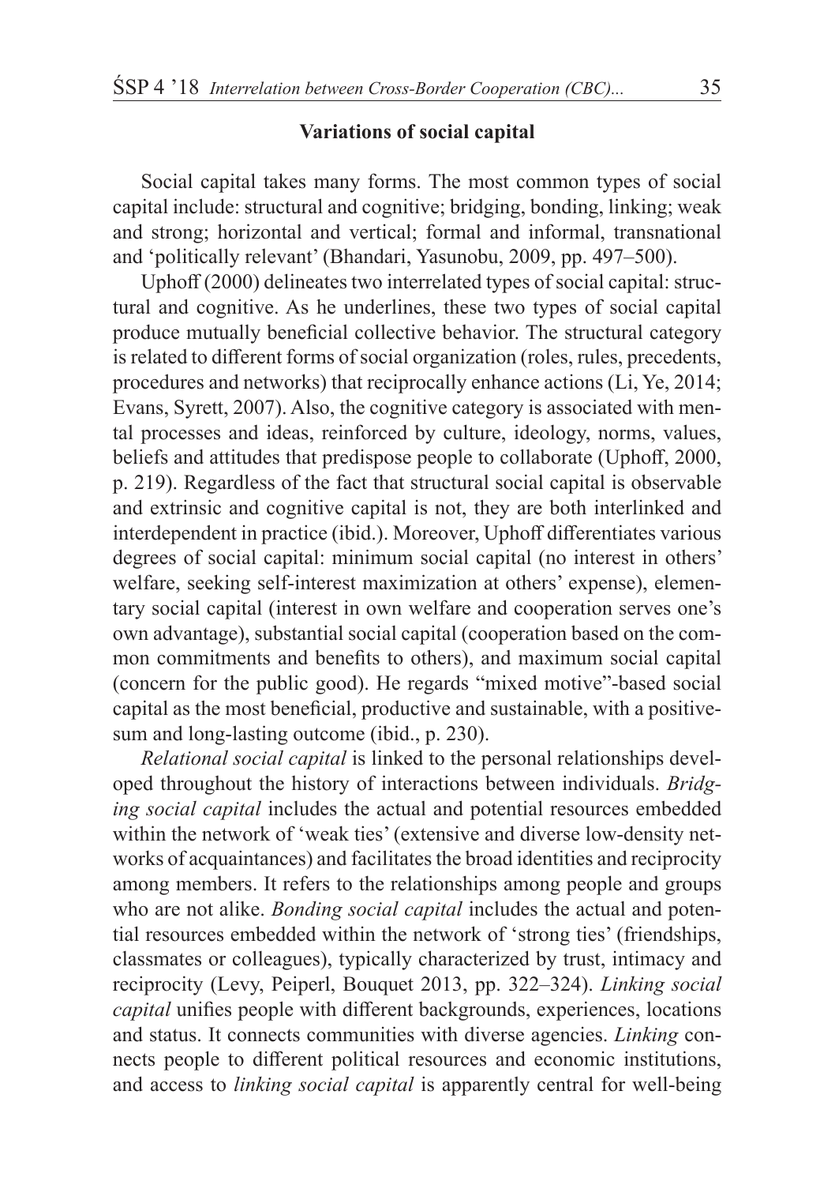### Variations of social capital

Social capital takes many forms. The most common types of social capital include: structural and cognitive; bridging, bonding, linking; weak and strong; horizontal and vertical; formal and informal, transnational and 'politically relevant' (Bhandari, Yasunobu, 2009, pp. 497–500).

Uphoff (2000) delineates two interrelated types of social capital: structural and cognitive. As he underlines, these two types of social capital produce mutually beneficial collective behavior. The structural category is related to different forms of social organization (roles, rules, precedents, procedures and networks) that reciprocally enhance actions (Li, Ye, 2014; Evans, Syrett, 2007). Also, the cognitive category is associated with mental processes and ideas, reinforced by culture, ideology, norms, values, beliefs and attitudes that predispose people to collaborate (Uphoff, 2000, p. 219). Regardless of the fact that structural social capital is observable and extrinsic and cognitive capital is not, they are both interlinked and interdependent in practice (ibid.). Moreover, Uphoff differentiates various degrees of social capital: minimum social capital (no interest in others' welfare, seeking self-interest maximization at others' expense), elementary social capital (interest in own welfare and cooperation serves one's own advantage), substantial social capital (cooperation based on the common commitments and benefits to others), and maximum social capital (concern for the public good). He regards "mixed motive"-based social capital as the most beneficial, productive and sustainable, with a positive-sum and long-lasting outcome (ibid., p. 230).

*Relational social capital* is linked to the personal relationships developed throughout the history of interactions between individuals. *Bridging social capital* includes the actual and potential resources embedded within the network of 'weak ties' (extensive and diverse low-density networks of acquaintances) and facilitates the broad identities and reciprocity among members. It refers to the relationships among people and groups who are not alike. *Bonding social capital* includes the actual and potential resources embedded within the network of 'strong ties' (friendships, classmates or colleagues), typically characterized by trust, intimacy and reciprocity (Levy, Peiperl, Bouquet 2013, pp. 322–324). *Linking social capital* unifies people with different backgrounds, experiences, locations and status. It connects communities with diverse agencies. *Linking* connects people to different political resources and economic institutions, and access to *linking social capital* is apparently central for well-being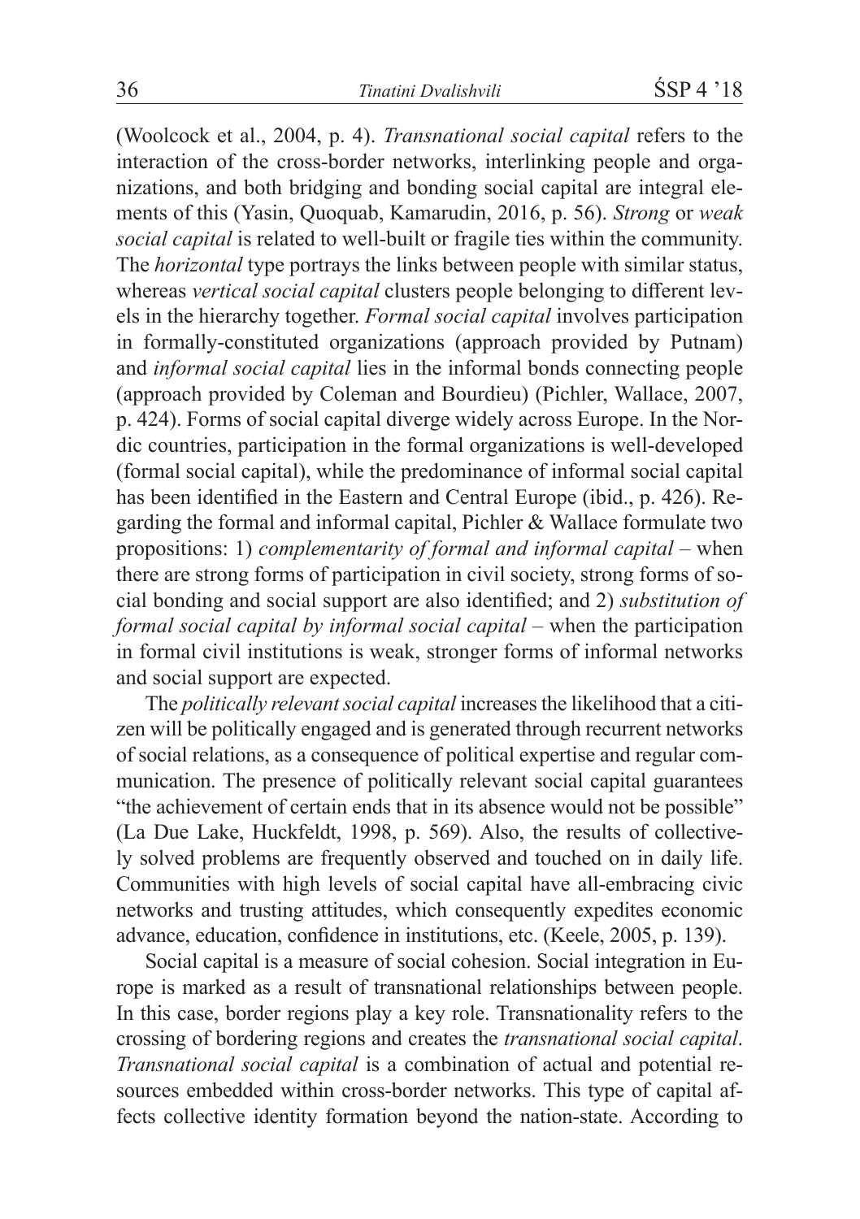(Woolcock et al., 2004, p. 4). *Transnational social capital* refers to the interaction of the cross-border networks, interlinking people and organizations, and both bridging and bonding social capital are integral elements of this (Yasin, Quoquab, Kamarudin, 2016, p. 56). *Strong* or *weak social capital* is related to well-built or fragile ties within the community. The *horizontal* type portrays the links between people with similar status, whereas *vertical social capital* clusters people belonging to different levels in the hierarchy together. *Formal social capital* involves participation in formally-constituted organizations (approach provided by Putnam) and *informal social capital* lies in the informal bonds connecting people (approach provided by Coleman and Bourdieu) (Pichler, Wallace, 2007, p. 424). Forms of social capital diverge widely across Europe. In the Nordic countries, participation in the formal organizations is well-developed (formal social capital), while the predominance of informal social capital has been identified in the Eastern and Central Europe (ibid., p. 426). Regarding the formal and informal capital, Pichler & Wallace formulate two propositions: 1) *complementarity of formal and informal capital* – when there are strong forms of participation in civil society, strong forms of social bonding and social support are also identified; and 2) *substitution of formal social capital by informal social capital* – when the participation in formal civil institutions is weak, stronger forms of informal networks and social support are expected.

The *politically relevant social capital* increases the likelihood that a citizen will be politically engaged and is generated through recurrent networks of social relations, as a consequence of political expertise and regular communication. The presence of politically relevant social capital guarantees "the achievement of certain ends that in its absence would not be possible" (La Due Lake, Huckfeldt, 1998, p. 569). Also, the results of collectively solved problems are frequently observed and touched on in daily life. Communities with high levels of social capital have all-embracing civic networks and trusting attitudes, which consequently expedites economic advance, education, confidence in institutions, etc. (Keele, 2005, p. 139).

Social capital is a measure of social cohesion. Social integration in Europe is marked as a result of transnational relationships between people. In this case, border regions play a key role. Transnationality refers to the crossing of bordering regions and creates the *transnational social capital*. *Transnational social capital* is a combination of actual and potential resources embedded within cross-border networks. This type of capital affects collective identity formation beyond the nation-state. According to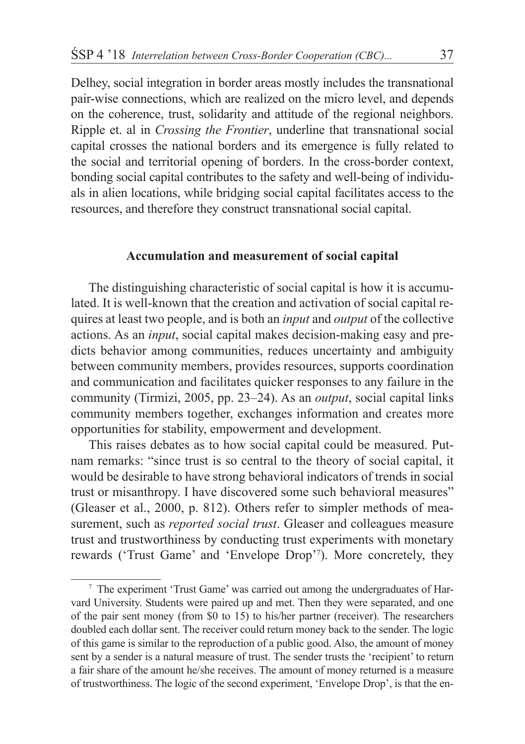Delhey, social integration in border areas mostly includes the transnational pair-wise connections, which are realized on the micro level, and depends on the coherence, trust, solidarity and attitude of the regional neighbors. Ripple et. al in *Crossing the Frontier*, underline that transnational social capital crosses the national borders and its emergence is fully related to the social and territorial opening of borders. In the cross-border context, bonding social capital contributes to the safety and well-being of individuals in alien locations, while bridging social capital facilitates access to the resources, and therefore they construct transnational social capital.

## Accumulation and measurement of social capital

The distinguishing characteristic of social capital is how it is accumulated. It is well-known that the creation and activation of social capital requires at least two people, and is both an *input* and *output* of the collective actions. As an *input*, social capital makes decision-making easy and predicts behavior among communities, reduces uncertainty and ambiguity between community members, provides resources, supports coordination and communication and facilitates quicker responses to any failure in the community (Tirmizi, 2005, pp. 23–24). As an *output*, social capital links community members together, exchanges information and creates more opportunities for stability, empowerment and development.

This raises debates as to how social capital could be measured. Putnam remarks: "since trust is so central to the theory of social capital, it would be desirable to have strong behavioral indicators of trends in social trust or misanthropy. I have discovered some such behavioral measures" (Gleaser et al., 2000, p. 812). Others refer to simpler methods of measurement, such as *reported social trust*. Gleaser and colleagues measure trust and trustworthiness by conducting trust experiments with monetary rewards ('Trust Game' and 'Envelope Drop'[7]). More concretely, they

[7] The experiment 'Trust Game' was carried out among the undergraduates of Harvard University. Students were paired up and met. Then they were separated, and one of the pair sent money (from $0 to 15) to his/her partner (receiver). The researchers doubled each dollar sent. The receiver could return money back to the sender. The logic of this game is similar to the reproduction of a public good. Also, the amount of money sent by a sender is a natural measure of trust. The sender trusts the 'recipient' to return a fair share of the amount he/she receives. The amount of money returned is a measure of trustworthiness. The logic of the second experiment, 'Envelope Drop', is that the en-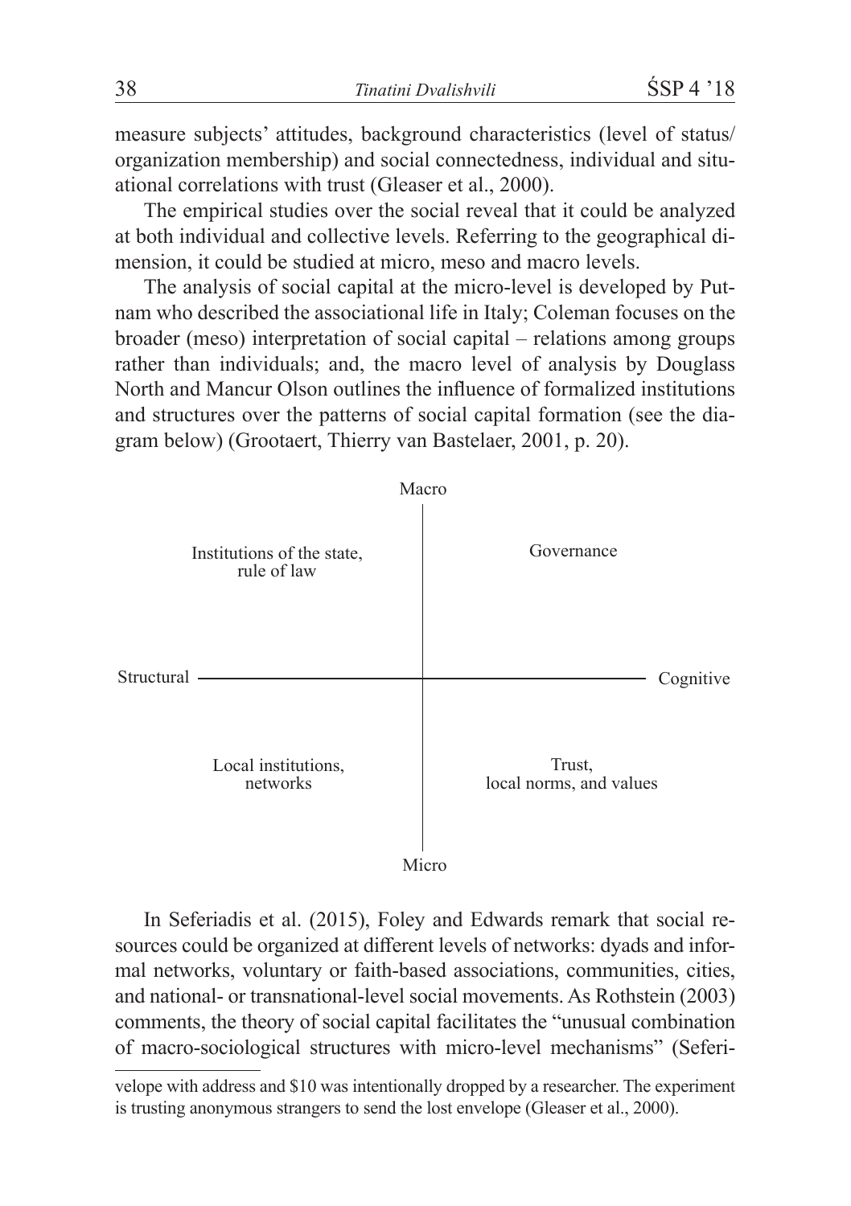measure subjects' attitudes, background characteristics (level of status/organization membership) and social connectedness, individual and situational correlations with trust (Gleaser et al., 2000).

The empirical studies over the social reveal that it could be analyzed at both individual and collective levels. Referring to the geographical dimension, it could be studied at micro, meso and macro levels.

The analysis of social capital at the micro-level is developed by Putnam who described the associational life in Italy; Coleman focuses on the broader (meso) interpretation of social capital – relations among groups rather than individuals; and, the macro level of analysis by Douglass North and Mancur Olson outlines the influence of formalized institutions and structures over the patterns of social capital formation (see the diagram below) (Grootaert, Thierry van Bastelaer, 2001, p. 20).

| | Structural | Cognitive |
|---|---|---|
| **Macro** | Institutions of the state, rule of law | Governance |
| **Micro** | Local institutions, networks | Trust, local norms, and values |

In Seferiadis et al. (2015), Foley and Edwards remark that social resources could be organized at different levels of networks: dyads and informal networks, voluntary or faith-based associations, communities, cities, and national- or transnational-level social movements. As Rothstein (2003) comments, the theory of social capital facilitates the "unusual combination of macro-sociological structures with micro-level mechanisms" (Seferi-

velope with address and $10 was intentionally dropped by a researcher. The experiment is trusting anonymous strangers to send the lost envelope (Gleaser et al., 2000).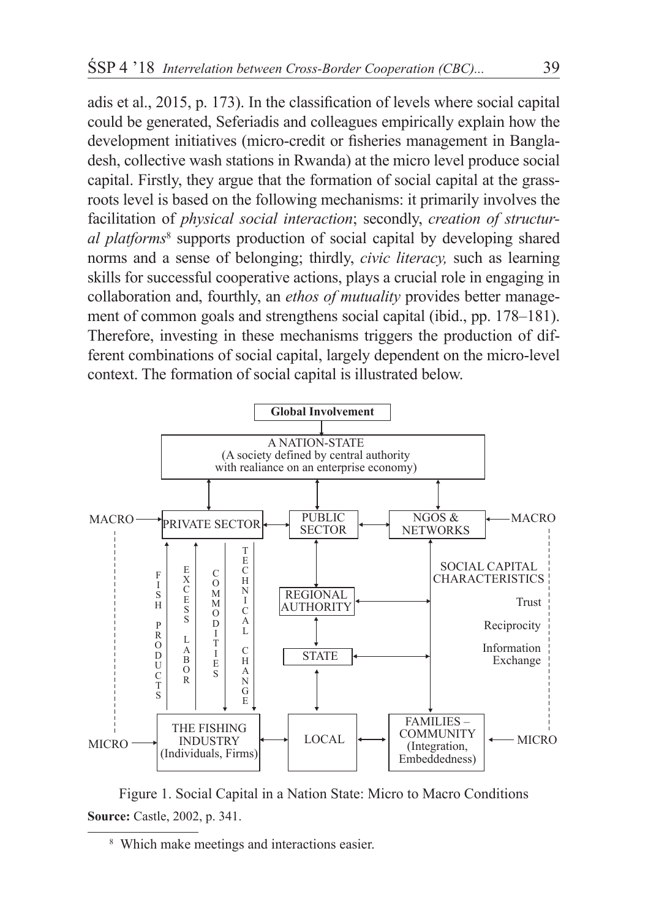adis et al., 2015, p. 173). In the classification of levels where social capital could be generated, Seferiadis and colleagues empirically explain how the development initiatives (micro-credit or fisheries management in Bangladesh, collective wash stations in Rwanda) at the micro level produce social capital. Firstly, they argue that the formation of social capital at the grassroots level is based on the following mechanisms: it primarily involves the facilitation of *physical social interaction*; secondly, *creation of structural platforms*[8] supports production of social capital by developing shared norms and a sense of belonging; thirdly, *civic literacy,* such as learning skills for successful cooperative actions, plays a crucial role in engaging in collaboration and, fourthly, an *ethos of mutuality* provides better management of common goals and strengthens social capital (ibid., pp. 178–181). Therefore, investing in these mechanisms triggers the production of different combinations of social capital, largely dependent on the micro-level context. The formation of social capital is illustrated below.

**Global Involvement**

A NATION-STATE
(A society defined by central authority with realiance on an enterprise economy)

MACRO → PRIVATE SECTOR ↔ PUBLIC SECTOR ↔ NGOS & NETWORKS ← MACRO

FISH PRODUCTS | EXCESS LABOR | COMMODITIES | TECHNICAL CHANGE

REGIONAL AUTHORITY

STATE

SOCIAL CAPITAL CHARACTERISTICS
Trust
Reciprocity
Information Exchange

MICRO → THE FISHING INDUSTRY (Individuals, Firms) ↔ LOCAL ↔ FAMILIES – COMMUNITY (Integration, Embeddedness) ← MICRO

Figure 1. Social Capital in a Nation State: Micro to Macro Conditions

**Source:** Castle, 2002, p. 341.

---

[8] Which make meetings and interactions easier.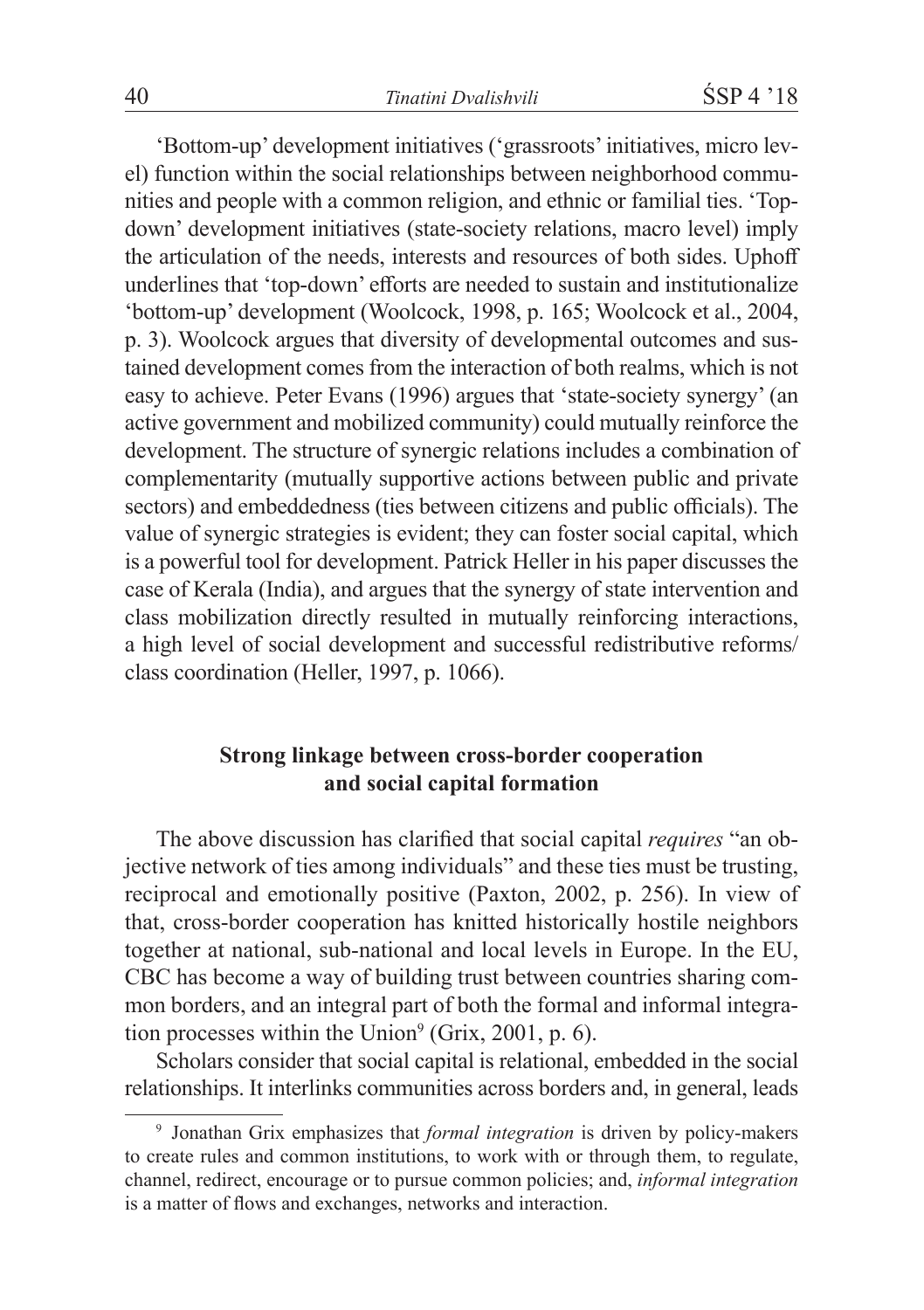'Bottom-up' development initiatives ('grassroots' initiatives, micro level) function within the social relationships between neighborhood communities and people with a common religion, and ethnic or familial ties. 'Top-down' development initiatives (state-society relations, macro level) imply the articulation of the needs, interests and resources of both sides. Uphoff underlines that 'top-down' efforts are needed to sustain and institutionalize 'bottom-up' development (Woolcock, 1998, p. 165; Woolcock et al., 2004, p. 3). Woolcock argues that diversity of developmental outcomes and sustained development comes from the interaction of both realms, which is not easy to achieve. Peter Evans (1996) argues that 'state-society synergy' (an active government and mobilized community) could mutually reinforce the development. The structure of synergic relations includes a combination of complementarity (mutually supportive actions between public and private sectors) and embeddedness (ties between citizens and public officials). The value of synergic strategies is evident; they can foster social capital, which is a powerful tool for development. Patrick Heller in his paper discusses the case of Kerala (India), and argues that the synergy of state intervention and class mobilization directly resulted in mutually reinforcing interactions, a high level of social development and successful redistributive reforms/class coordination (Heller, 1997, p. 1066).

## Strong linkage between cross-border cooperation and social capital formation

The above discussion has clarified that social capital *requires* "an objective network of ties among individuals" and these ties must be trusting, reciprocal and emotionally positive (Paxton, 2002, p. 256). In view of that, cross-border cooperation has knitted historically hostile neighbors together at national, sub-national and local levels in Europe. In the EU, CBC has become a way of building trust between countries sharing common borders, and an integral part of both the formal and informal integration processes within the Union[9] (Grix, 2001, p. 6).

Scholars consider that social capital is relational, embedded in the social relationships. It interlinks communities across borders and, in general, leads

[9] Jonathan Grix emphasizes that *formal integration* is driven by policy-makers to create rules and common institutions, to work with or through them, to regulate, channel, redirect, encourage or to pursue common policies; and, *informal integration* is a matter of flows and exchanges, networks and interaction.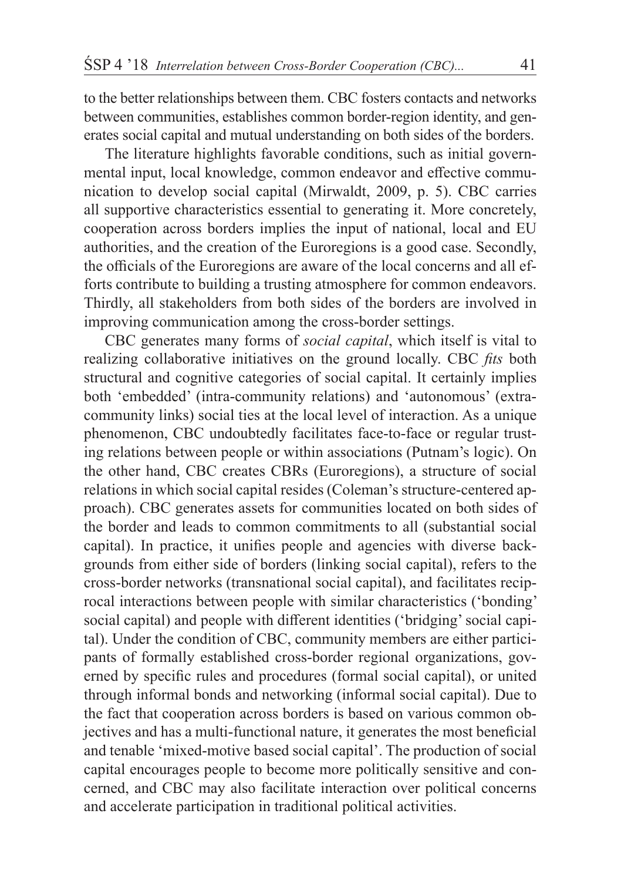to the better relationships between them. CBC fosters contacts and networks between communities, establishes common border-region identity, and generates social capital and mutual understanding on both sides of the borders.

The literature highlights favorable conditions, such as initial governmental input, local knowledge, common endeavor and effective communication to develop social capital (Mirwaldt, 2009, p. 5). CBC carries all supportive characteristics essential to generating it. More concretely, cooperation across borders implies the input of national, local and EU authorities, and the creation of the Euroregions is a good case. Secondly, the officials of the Euroregions are aware of the local concerns and all efforts contribute to building a trusting atmosphere for common endeavors. Thirdly, all stakeholders from both sides of the borders are involved in improving communication among the cross-border settings.

CBC generates many forms of *social capital*, which itself is vital to realizing collaborative initiatives on the ground locally. CBC *fits* both structural and cognitive categories of social capital. It certainly implies both 'embedded' (intra-community relations) and 'autonomous' (extra-community links) social ties at the local level of interaction. As a unique phenomenon, CBC undoubtedly facilitates face-to-face or regular trusting relations between people or within associations (Putnam's logic). On the other hand, CBC creates CBRs (Euroregions), a structure of social relations in which social capital resides (Coleman's structure-centered approach). CBC generates assets for communities located on both sides of the border and leads to common commitments to all (substantial social capital). In practice, it unifies people and agencies with diverse backgrounds from either side of borders (linking social capital), refers to the cross-border networks (transnational social capital), and facilitates reciprocal interactions between people with similar characteristics ('bonding' social capital) and people with different identities ('bridging' social capital). Under the condition of CBC, community members are either participants of formally established cross-border regional organizations, governed by specific rules and procedures (formal social capital), or united through informal bonds and networking (informal social capital). Due to the fact that cooperation across borders is based on various common objectives and has a multi-functional nature, it generates the most beneficial and tenable 'mixed-motive based social capital'. The production of social capital encourages people to become more politically sensitive and concerned, and CBC may also facilitate interaction over political concerns and accelerate participation in traditional political activities.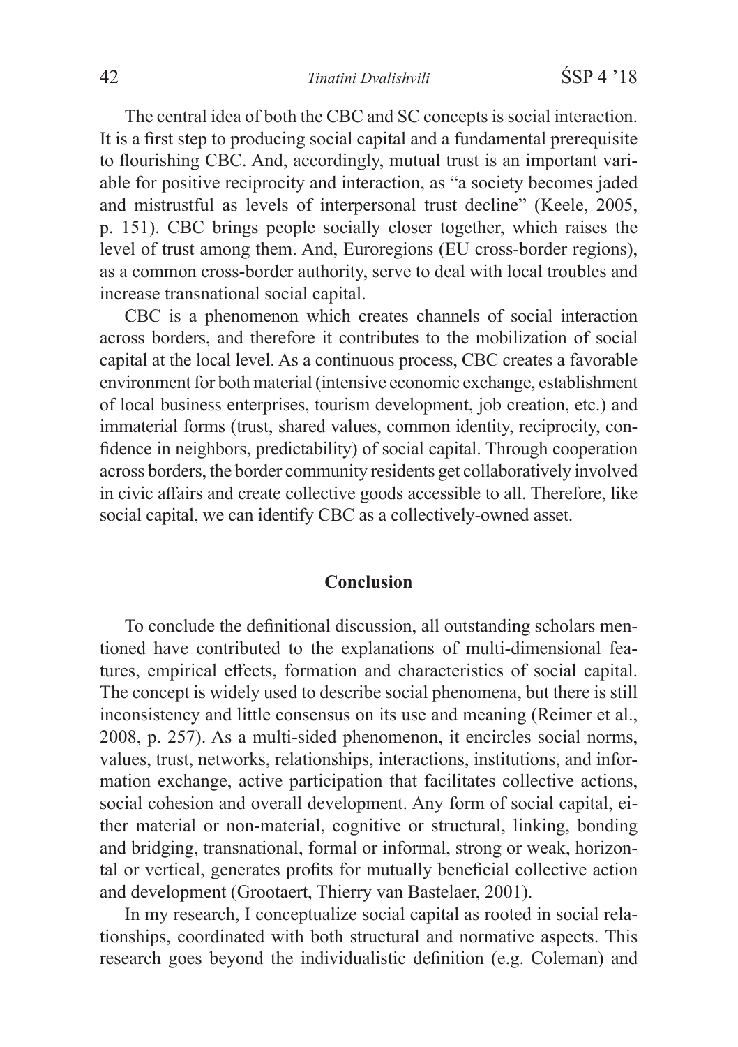The central idea of both the CBC and SC concepts is social interaction. It is a first step to producing social capital and a fundamental prerequisite to flourishing CBC. And, accordingly, mutual trust is an important variable for positive reciprocity and interaction, as "a society becomes jaded and mistrustful as levels of interpersonal trust decline" (Keele, 2005, p. 151). CBC brings people socially closer together, which raises the level of trust among them. And, Euroregions (EU cross-border regions), as a common cross-border authority, serve to deal with local troubles and increase transnational social capital.

CBC is a phenomenon which creates channels of social interaction across borders, and therefore it contributes to the mobilization of social capital at the local level. As a continuous process, CBC creates a favorable environment for both material (intensive economic exchange, establishment of local business enterprises, tourism development, job creation, etc.) and immaterial forms (trust, shared values, common identity, reciprocity, confidence in neighbors, predictability) of social capital. Through cooperation across borders, the border community residents get collaboratively involved in civic affairs and create collective goods accessible to all. Therefore, like social capital, we can identify CBC as a collectively-owned asset.

## Conclusion

To conclude the definitional discussion, all outstanding scholars mentioned have contributed to the explanations of multi-dimensional features, empirical effects, formation and characteristics of social capital. The concept is widely used to describe social phenomena, but there is still inconsistency and little consensus on its use and meaning (Reimer et al., 2008, p. 257). As a multi-sided phenomenon, it encircles social norms, values, trust, networks, relationships, interactions, institutions, and information exchange, active participation that facilitates collective actions, social cohesion and overall development. Any form of social capital, either material or non-material, cognitive or structural, linking, bonding and bridging, transnational, formal or informal, strong or weak, horizontal or vertical, generates profits for mutually beneficial collective action and development (Grootaert, Thierry van Bastelaer, 2001).

In my research, I conceptualize social capital as rooted in social relationships, coordinated with both structural and normative aspects. This research goes beyond the individualistic definition (e.g. Coleman) and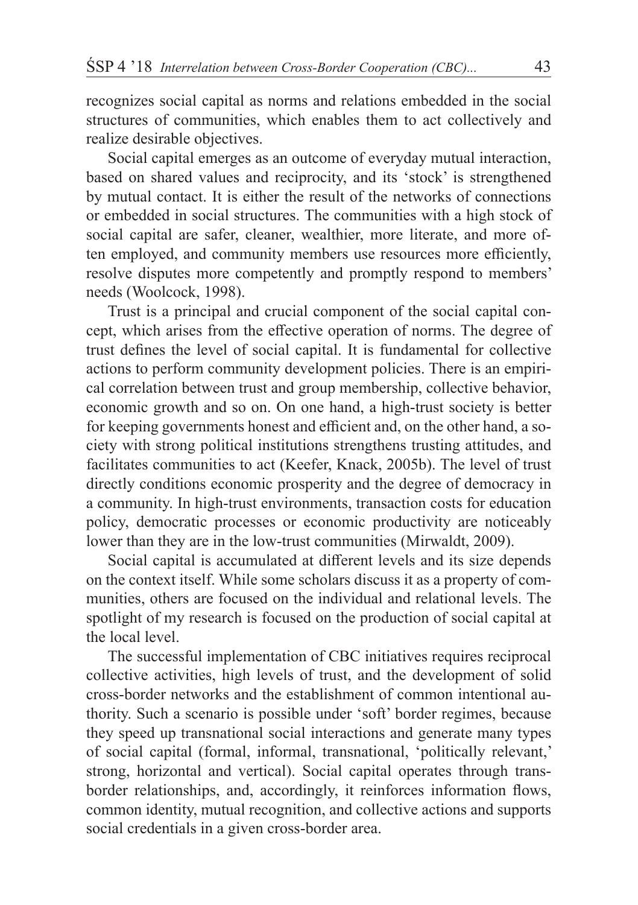recognizes social capital as norms and relations embedded in the social structures of communities, which enables them to act collectively and realize desirable objectives.

Social capital emerges as an outcome of everyday mutual interaction, based on shared values and reciprocity, and its 'stock' is strengthened by mutual contact. It is either the result of the networks of connections or embedded in social structures. The communities with a high stock of social capital are safer, cleaner, wealthier, more literate, and more often employed, and community members use resources more efficiently, resolve disputes more competently and promptly respond to members' needs (Woolcock, 1998).

Trust is a principal and crucial component of the social capital concept, which arises from the effective operation of norms. The degree of trust defines the level of social capital. It is fundamental for collective actions to perform community development policies. There is an empirical correlation between trust and group membership, collective behavior, economic growth and so on. On one hand, a high-trust society is better for keeping governments honest and efficient and, on the other hand, a society with strong political institutions strengthens trusting attitudes, and facilitates communities to act (Keefer, Knack, 2005b). The level of trust directly conditions economic prosperity and the degree of democracy in a community. In high-trust environments, transaction costs for education policy, democratic processes or economic productivity are noticeably lower than they are in the low-trust communities (Mirwaldt, 2009).

Social capital is accumulated at different levels and its size depends on the context itself. While some scholars discuss it as a property of communities, others are focused on the individual and relational levels. The spotlight of my research is focused on the production of social capital at the local level.

The successful implementation of CBC initiatives requires reciprocal collective activities, high levels of trust, and the development of solid cross-border networks and the establishment of common intentional authority. Such a scenario is possible under 'soft' border regimes, because they speed up transnational social interactions and generate many types of social capital (formal, informal, transnational, 'politically relevant,' strong, horizontal and vertical). Social capital operates through transborder relationships, and, accordingly, it reinforces information flows, common identity, mutual recognition, and collective actions and supports social credentials in a given cross-border area.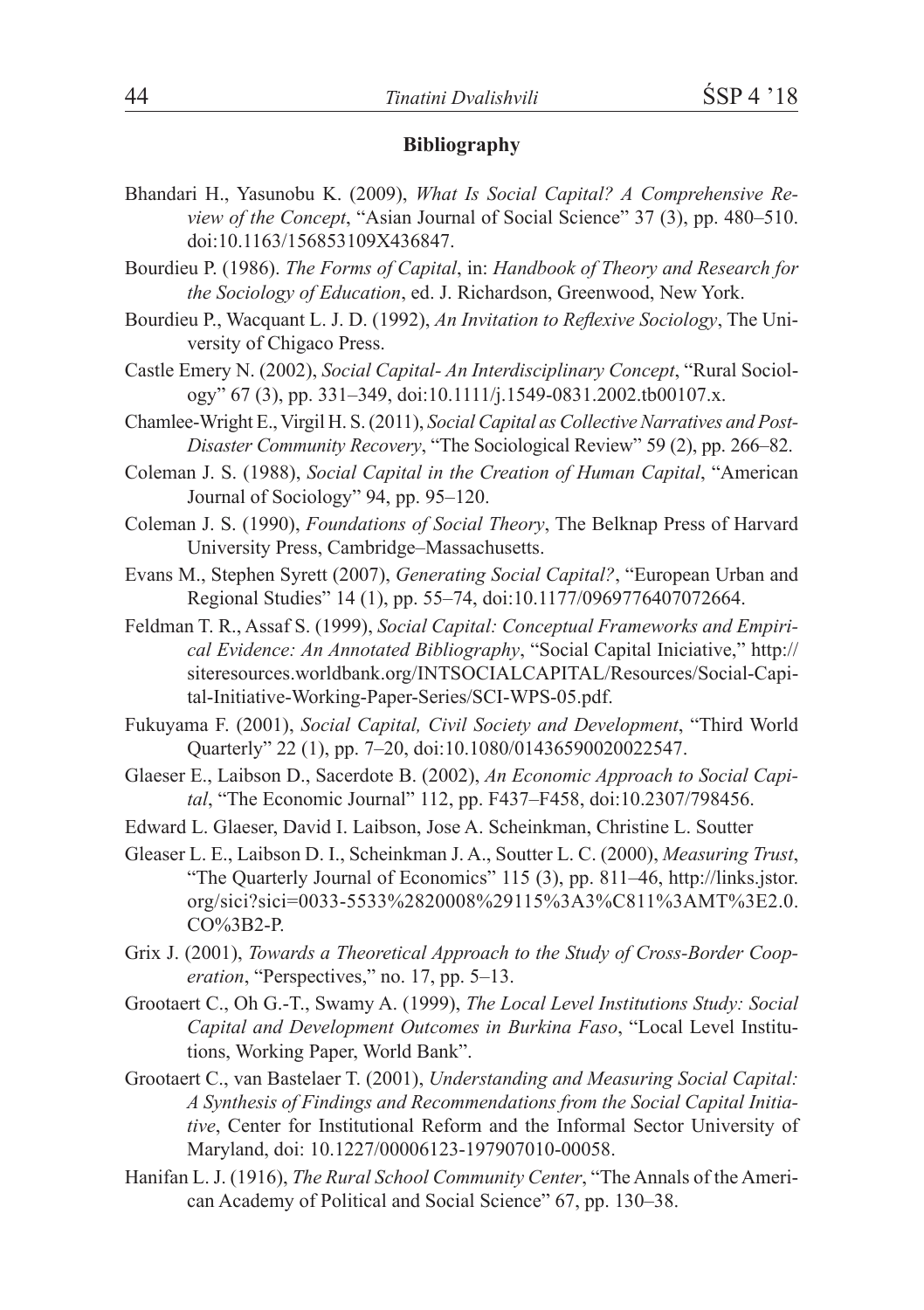## Bibliography

Bhandari H., Yasunobu K. (2009), *What Is Social Capital? A Comprehensive Review of the Concept*, "Asian Journal of Social Science" 37 (3), pp. 480–510. doi:10.1163/156853109X436847.

Bourdieu P. (1986). *The Forms of Capital*, in: *Handbook of Theory and Research for the Sociology of Education*, ed. J. Richardson, Greenwood, New York.

Bourdieu P., Wacquant L. J. D. (1992), *An Invitation to Reflexive Sociology*, The University of Chigaco Press.

Castle Emery N. (2002), *Social Capital- An Interdisciplinary Concept*, "Rural Sociology" 67 (3), pp. 331–349, doi:10.1111/j.1549-0831.2002.tb00107.x.

Chamlee-Wright E., Virgil H. S. (2011), *Social Capital as Collective Narratives and Post-Disaster Community Recovery*, "The Sociological Review" 59 (2), pp. 266–82.

Coleman J. S. (1988), *Social Capital in the Creation of Human Capital*, "American Journal of Sociology" 94, pp. 95–120.

Coleman J. S. (1990), *Foundations of Social Theory*, The Belknap Press of Harvard University Press, Cambridge–Massachusetts.

Evans M., Stephen Syrett (2007), *Generating Social Capital?*, "European Urban and Regional Studies" 14 (1), pp. 55–74, doi:10.1177/0969776407072664.

Feldman T. R., Assaf S. (1999), *Social Capital: Conceptual Frameworks and Empirical Evidence: An Annotated Bibliography*, "Social Capital Iniciative," http://siteresources.worldbank.org/INTSOCIALCAPITAL/Resources/Social-Capital-Initiative-Working-Paper-Series/SCI-WPS-05.pdf.

Fukuyama F. (2001), *Social Capital, Civil Society and Development*, "Third World Quarterly" 22 (1), pp. 7–20, doi:10.1080/01436590020022547.

Glaeser E., Laibson D., Sacerdote B. (2002), *An Economic Approach to Social Capital*, "The Economic Journal" 112, pp. F437–F458, doi:10.2307/798456.

Edward L. Glaeser, David I. Laibson, Jose A. Scheinkman, Christine L. Soutter

Gleaser L. E., Laibson D. I., Scheinkman J. A., Soutter L. C. (2000), *Measuring Trust*, "The Quarterly Journal of Economics" 115 (3), pp. 811–46, http://links.jstor.org/sici?sici=0033-5533%2820008%29115%3A3%C811%3AMT%3E2.0.CO%3B2-P.

Grix J. (2001), *Towards a Theoretical Approach to the Study of Cross-Border Cooperation*, "Perspectives," no. 17, pp. 5–13.

Grootaert C., Oh G.-T., Swamy A. (1999), *The Local Level Institutions Study: Social Capital and Development Outcomes in Burkina Faso*, "Local Level Institutions, Working Paper, World Bank".

Grootaert C., van Bastelaer T. (2001), *Understanding and Measuring Social Capital: A Synthesis of Findings and Recommendations from the Social Capital Initiative*, Center for Institutional Reform and the Informal Sector University of Maryland, doi: 10.1227/00006123-197907010-00058.

Hanifan L. J. (1916), *The Rural School Community Center*, "The Annals of the American Academy of Political and Social Science" 67, pp. 130–38.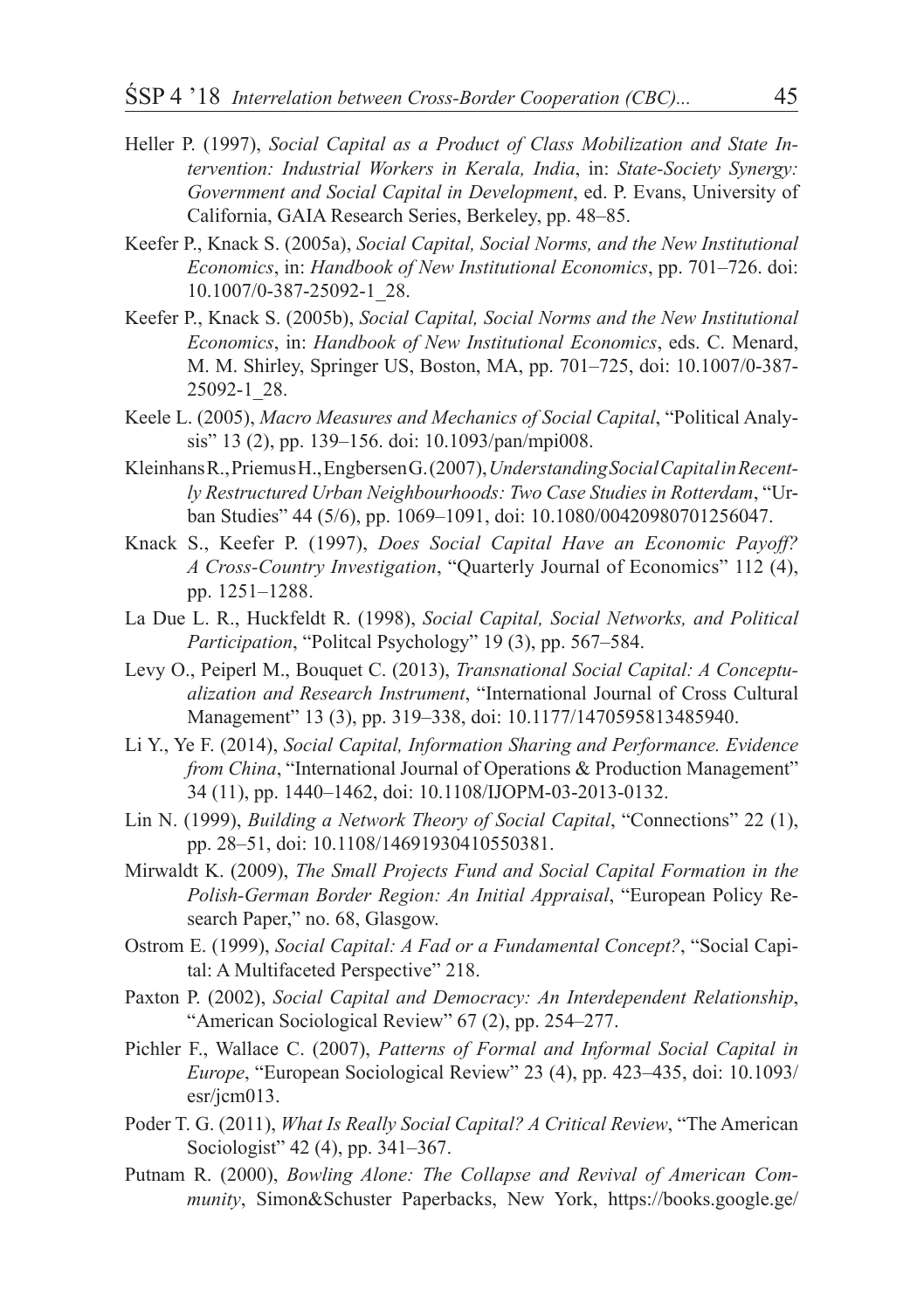Heller P. (1997), *Social Capital as a Product of Class Mobilization and State Intervention: Industrial Workers in Kerala, India*, in: *State-Society Synergy: Government and Social Capital in Development*, ed. P. Evans, University of California, GAIA Research Series, Berkeley, pp. 48–85.

Keefer P., Knack S. (2005a), *Social Capital, Social Norms, and the New Institutional Economics*, in: *Handbook of New Institutional Economics*, pp. 701–726. doi: 10.1007/0-387-25092-1_28.

Keefer P., Knack S. (2005b), *Social Capital, Social Norms and the New Institutional Economics*, in: *Handbook of New Institutional Economics*, eds. C. Menard, M. M. Shirley, Springer US, Boston, MA, pp. 701–725, doi: 10.1007/0-387-25092-1_28.

Keele L. (2005), *Macro Measures and Mechanics of Social Capital*, "Political Analysis" 13 (2), pp. 139–156. doi: 10.1093/pan/mpi008.

Kleinhans R., Priemus H., Engbersen G. (2007), *Understanding Social Capital in Recently Restructured Urban Neighbourhoods: Two Case Studies in Rotterdam*, "Urban Studies" 44 (5/6), pp. 1069–1091, doi: 10.1080/00420980701256047.

Knack S., Keefer P. (1997), *Does Social Capital Have an Economic Payoff? A Cross-Country Investigation*, "Quarterly Journal of Economics" 112 (4), pp. 1251–1288.

La Due L. R., Huckfeldt R. (1998), *Social Capital, Social Networks, and Political Participation*, "Politcal Psychology" 19 (3), pp. 567–584.

Levy O., Peiperl M., Bouquet C. (2013), *Transnational Social Capital: A Conceptualization and Research Instrument*, "International Journal of Cross Cultural Management" 13 (3), pp. 319–338, doi: 10.1177/1470595813485940.

Li Y., Ye F. (2014), *Social Capital, Information Sharing and Performance. Evidence from China*, "International Journal of Operations & Production Management" 34 (11), pp. 1440–1462, doi: 10.1108/IJOPM-03-2013-0132.

Lin N. (1999), *Building a Network Theory of Social Capital*, "Connections" 22 (1), pp. 28–51, doi: 10.1108/14691930410550381.

Mirwaldt K. (2009), *The Small Projects Fund and Social Capital Formation in the Polish-German Border Region: An Initial Appraisal*, "European Policy Research Paper," no. 68, Glasgow.

Ostrom E. (1999), *Social Capital: A Fad or a Fundamental Concept?*, "Social Capital: A Multifaceted Perspective" 218.

Paxton P. (2002), *Social Capital and Democracy: An Interdependent Relationship*, "American Sociological Review" 67 (2), pp. 254–277.

Pichler F., Wallace C. (2007), *Patterns of Formal and Informal Social Capital in Europe*, "European Sociological Review" 23 (4), pp. 423–435, doi: 10.1093/esr/jcm013.

Poder T. G. (2011), *What Is Really Social Capital? A Critical Review*, "The American Sociologist" 42 (4), pp. 341–367.

Putnam R. (2000), *Bowling Alone: The Collapse and Revival of American Community*, Simon&Schuster Paperbacks, New York, https://books.google.ge/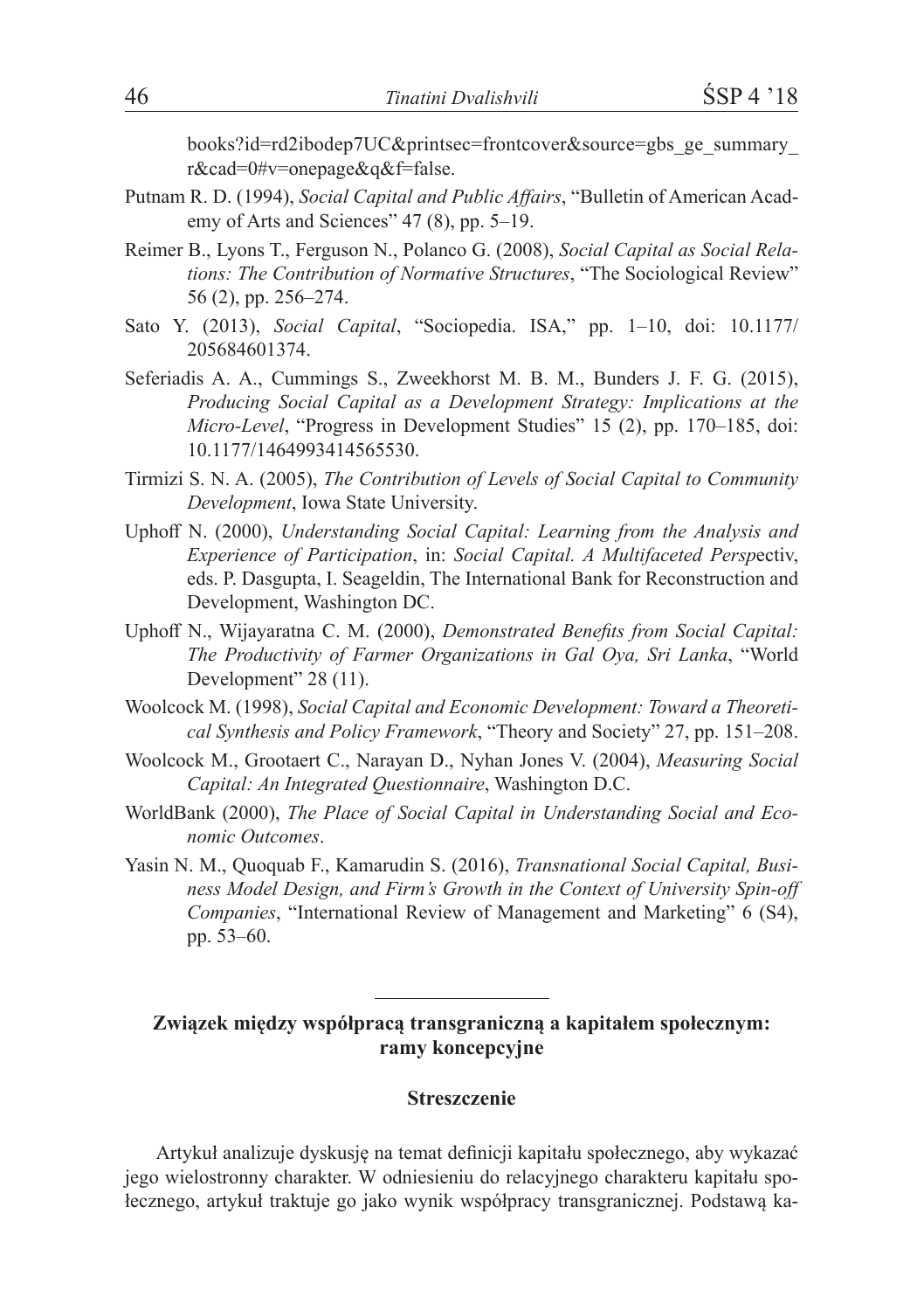books?id=rd2ibodep7UC&printsec=frontcover&source=gbs_ge_summary_r&cad=0#v=onepage&q&f=false.

Putnam R. D. (1994), *Social Capital and Public Affairs*, "Bulletin of American Academy of Arts and Sciences" 47 (8), pp. 5–19.

Reimer B., Lyons T., Ferguson N., Polanco G. (2008), *Social Capital as Social Relations: The Contribution of Normative Structures*, "The Sociological Review" 56 (2), pp. 256–274.

Sato Y. (2013), *Social Capital*, "Sociopedia. ISA," pp. 1–10, doi: 10.1177/205684601374.

Seferiadis A. A., Cummings S., Zweekhorst M. B. M., Bunders J. F. G. (2015), *Producing Social Capital as a Development Strategy: Implications at the Micro-Level*, "Progress in Development Studies" 15 (2), pp. 170–185, doi: 10.1177/1464993414565530.

Tirmizi S. N. A. (2005), *The Contribution of Levels of Social Capital to Community Development*, Iowa State University.

Uphoff N. (2000), *Understanding Social Capital: Learning from the Analysis and Experience of Participation*, in: *Social Capital. A Multifaceted Persp*ectiv, eds. P. Dasgupta, I. Seageldin, The International Bank for Reconstruction and Development, Washington DC.

Uphoff N., Wijayaratna C. M. (2000), *Demonstrated Benefits from Social Capital: The Productivity of Farmer Organizations in Gal Oya, Sri Lanka*, "World Development" 28 (11).

Woolcock M. (1998), *Social Capital and Economic Development: Toward a Theoretical Synthesis and Policy Framework*, "Theory and Society" 27, pp. 151–208.

Woolcock M., Grootaert C., Narayan D., Nyhan Jones V. (2004), *Measuring Social Capital: An Integrated Questionnaire*, Washington D.C.

WorldBank (2000), *The Place of Social Capital in Understanding Social and Economic Outcomes*.

Yasin N. M., Quoquab F., Kamarudin S. (2016), *Transnational Social Capital, Business Model Design, and Firm's Growth in the Context of University Spin-off Companies*, "International Review of Management and Marketing" 6 (S4), pp. 53–60.

---

**Związek między współpracą transgraniczną a kapitałem społecznym: ramy koncepcyjne**

**Streszczenie**

Artykuł analizuje dyskusję na temat definicji kapitału społecznego, aby wykazać jego wielostronny charakter. W odniesieniu do relacyjnego charakteru kapitału społecznego, artykuł traktuje go jako wynik współpracy transgranicznej. Podstawą ka-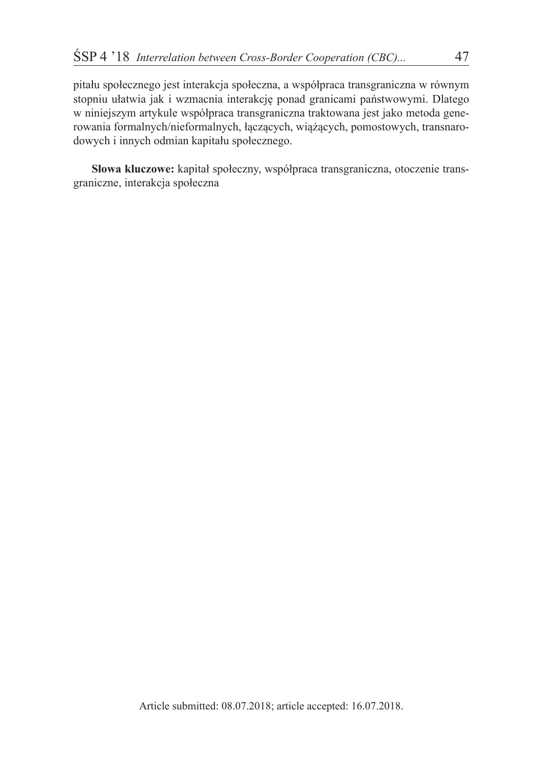pitału społecznego jest interakcja społeczna, a współpraca transgraniczna w równym stopniu ułatwia jak i wzmacnia interakcję ponad granicami państwowymi. Dlatego w niniejszym artykule współpraca transgraniczna traktowana jest jako metoda generowania formalnych/nieformalnych, łączących, wiążących, pomostowych, transnarodowych i innych odmian kapitału społecznego.

**Słowa kluczowe:** kapitał społeczny, współpraca transgraniczna, otoczenie transgraniczne, interakcja społeczna

Article submitted: 08.07.2018; article accepted: 16.07.2018.